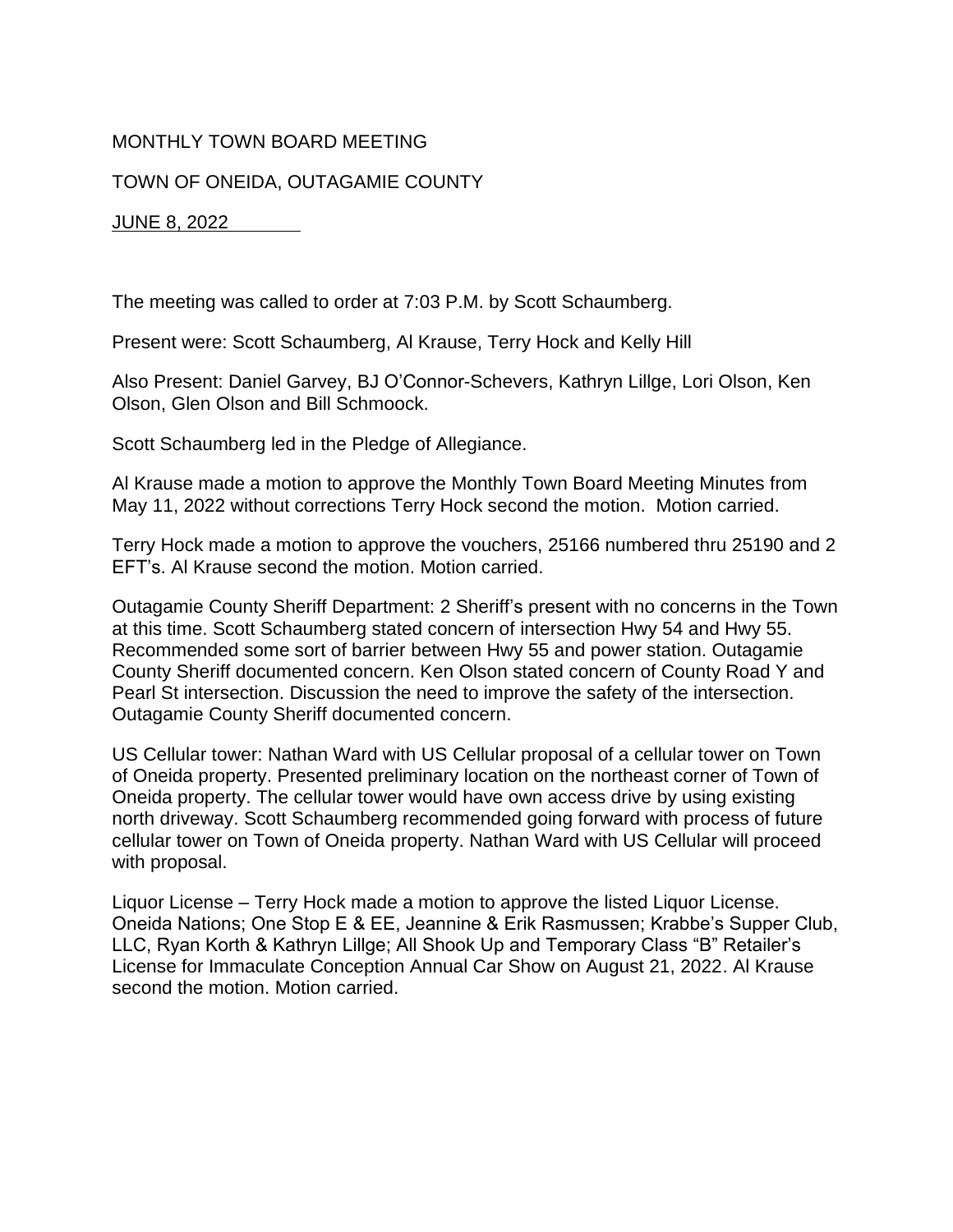MONTHLY TOWN BOARD MEETING

TOWN OF ONEIDA, OUTAGAMIE COUNTY

JUNE 8, 2022

The meeting was called to order at 7:03 P.M. by Scott Schaumberg.

Present were: Scott Schaumberg, Al Krause, Terry Hock and Kelly Hill

Also Present: Daniel Garvey, BJ O'Connor-Schevers, Kathryn Lillge, Lori Olson, Ken Olson, Glen Olson and Bill Schmoock.

Scott Schaumberg led in the Pledge of Allegiance.

Al Krause made a motion to approve the Monthly Town Board Meeting Minutes from May 11, 2022 without corrections Terry Hock second the motion. Motion carried.

Terry Hock made a motion to approve the vouchers, 25166 numbered thru 25190 and 2 EFT's. Al Krause second the motion. Motion carried.

Outagamie County Sheriff Department: 2 Sheriff's present with no concerns in the Town at this time. Scott Schaumberg stated concern of intersection Hwy 54 and Hwy 55. Recommended some sort of barrier between Hwy 55 and power station. Outagamie County Sheriff documented concern. Ken Olson stated concern of County Road Y and Pearl St intersection. Discussion the need to improve the safety of the intersection. Outagamie County Sheriff documented concern.

US Cellular tower: Nathan Ward with US Cellular proposal of a cellular tower on Town of Oneida property. Presented preliminary location on the northeast corner of Town of Oneida property. The cellular tower would have own access drive by using existing north driveway. Scott Schaumberg recommended going forward with process of future cellular tower on Town of Oneida property. Nathan Ward with US Cellular will proceed with proposal.

Liquor License – Terry Hock made a motion to approve the listed Liquor License. Oneida Nations; One Stop E & EE, Jeannine & Erik Rasmussen; Krabbe's Supper Club, LLC, Ryan Korth & Kathryn Lillge; All Shook Up and Temporary Class "B" Retailer's License for Immaculate Conception Annual Car Show on August 21, 2022. Al Krause second the motion. Motion carried.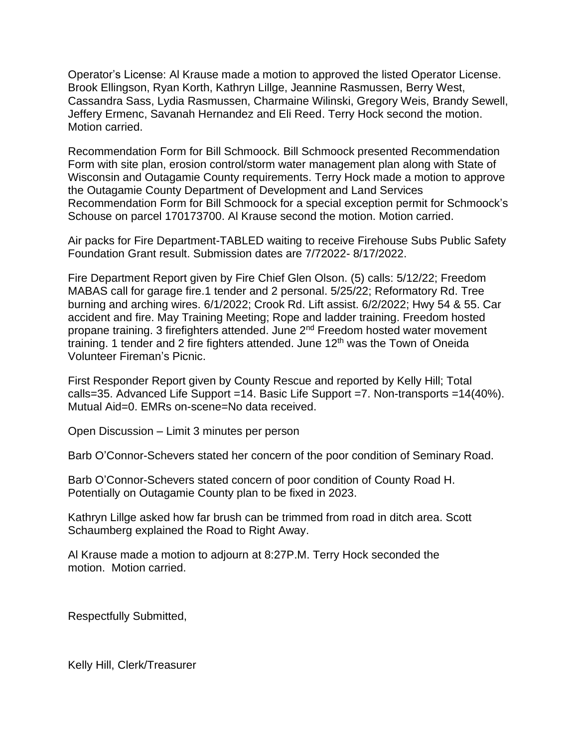Operator's License: Al Krause made a motion to approved the listed Operator License. Brook Ellingson, Ryan Korth, Kathryn Lillge, Jeannine Rasmussen, Berry West, Cassandra Sass, Lydia Rasmussen, Charmaine Wilinski, Gregory Weis, Brandy Sewell, Jeffery Ermenc, Savanah Hernandez and Eli Reed. Terry Hock second the motion. Motion carried.

Recommendation Form for Bill Schmoock. Bill Schmoock presented Recommendation Form with site plan, erosion control/storm water management plan along with State of Wisconsin and Outagamie County requirements. Terry Hock made a motion to approve the Outagamie County Department of Development and Land Services Recommendation Form for Bill Schmoock for a special exception permit for Schmoock's Schouse on parcel 170173700. Al Krause second the motion. Motion carried.

Air packs for Fire Department-TABLED waiting to receive Firehouse Subs Public Safety Foundation Grant result. Submission dates are 7/72022- 8/17/2022.

Fire Department Report given by Fire Chief Glen Olson. (5) calls: 5/12/22; Freedom MABAS call for garage fire.1 tender and 2 personal. 5/25/22; Reformatory Rd. Tree burning and arching wires. 6/1/2022; Crook Rd. Lift assist. 6/2/2022; Hwy 54 & 55. Car accident and fire. May Training Meeting; Rope and ladder training. Freedom hosted propane training. 3 firefighters attended. June 2nd Freedom hosted water movement training. 1 tender and 2 fire fighters attended. June 12th was the Town of Oneida Volunteer Fireman's Picnic.

First Responder Report given by County Rescue and reported by Kelly Hill; Total calls=35. Advanced Life Support =14. Basic Life Support =7. Non-transports =14(40%). Mutual Aid=0. EMRs on-scene=No data received.

Open Discussion – Limit 3 minutes per person

Barb O'Connor-Schevers stated her concern of the poor condition of Seminary Road.

Barb O'Connor-Schevers stated concern of poor condition of County Road H. Potentially on Outagamie County plan to be fixed in 2023.

Kathryn Lillge asked how far brush can be trimmed from road in ditch area. Scott Schaumberg explained the Road to Right Away.

Al Krause made a motion to adjourn at 8:27P.M. Terry Hock seconded the motion. Motion carried.

Respectfully Submitted,

Kelly Hill, Clerk/Treasurer